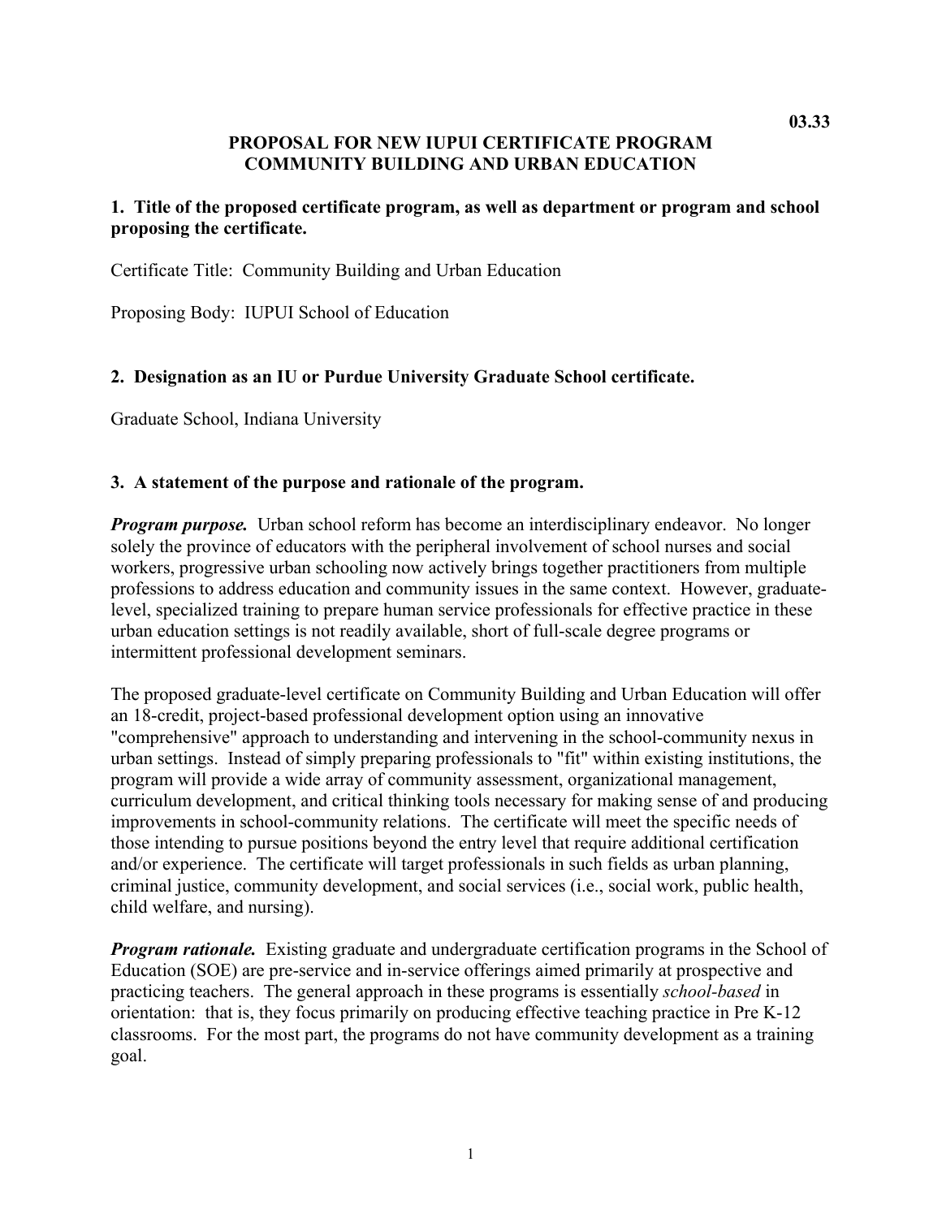03.33

# PROPOSAL FOR NEW IUPUI CERTIFICATE PROGRAM COMMUNITY BUILDING AND URBAN EDUCATION

## 1. Title of the proposed certificate program, as well as department or program and school proposing the certificate.

Certificate Title: Community Building and Urban Education

Proposing Body: IUPUI School of Education

## 2. Designation as an IU or Purdue University Graduate School certificate.

Graduate School, Indiana University

## 3. A statement of the purpose and rationale of the program.

***Program purpose.*** Urban school reform has become an interdisciplinary endeavor. No longer solely the province of educators with the peripheral involvement of school nurses and social workers, progressive urban schooling now actively brings together practitioners from multiple professions to address education and community issues in the same context. However, graduate-level, specialized training to prepare human service professionals for effective practice in these urban education settings is not readily available, short of full-scale degree programs or intermittent professional development seminars.

The proposed graduate-level certificate on Community Building and Urban Education will offer an 18-credit, project-based professional development option using an innovative "comprehensive" approach to understanding and intervening in the school-community nexus in urban settings. Instead of simply preparing professionals to "fit" within existing institutions, the program will provide a wide array of community assessment, organizational management, curriculum development, and critical thinking tools necessary for making sense of and producing improvements in school-community relations. The certificate will meet the specific needs of those intending to pursue positions beyond the entry level that require additional certification and/or experience. The certificate will target professionals in such fields as urban planning, criminal justice, community development, and social services (i.e., social work, public health, child welfare, and nursing).

***Program rationale.*** Existing graduate and undergraduate certification programs in the School of Education (SOE) are pre-service and in-service offerings aimed primarily at prospective and practicing teachers. The general approach in these programs is essentially *school-based* in orientation: that is, they focus primarily on producing effective teaching practice in Pre K-12 classrooms. For the most part, the programs do not have community development as a training goal.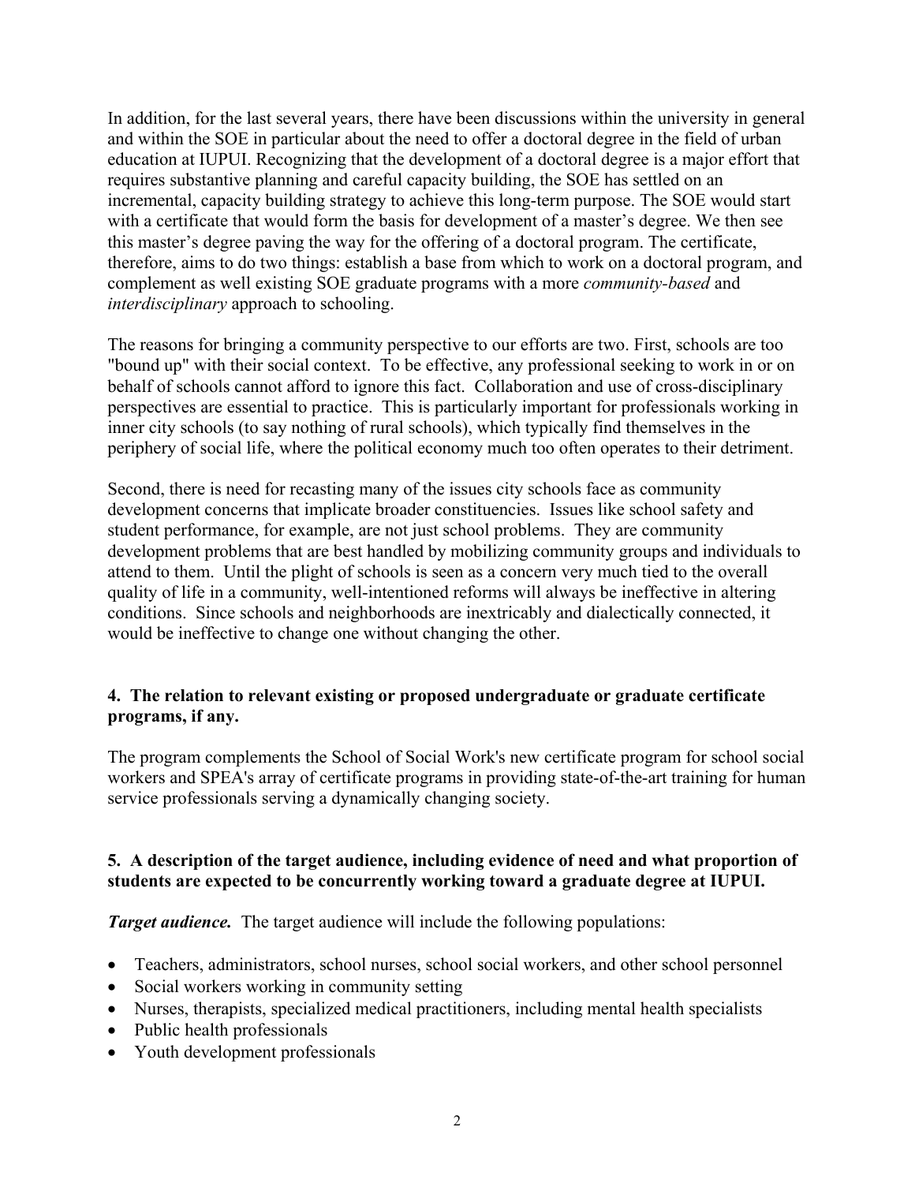In addition, for the last several years, there have been discussions within the university in general and within the SOE in particular about the need to offer a doctoral degree in the field of urban education at IUPUI. Recognizing that the development of a doctoral degree is a major effort that requires substantive planning and careful capacity building, the SOE has settled on an incremental, capacity building strategy to achieve this long-term purpose. The SOE would start with a certificate that would form the basis for development of a master's degree. We then see this master's degree paving the way for the offering of a doctoral program. The certificate, therefore, aims to do two things: establish a base from which to work on a doctoral program, and complement as well existing SOE graduate programs with a more *community-based* and *interdisciplinary* approach to schooling.

The reasons for bringing a community perspective to our efforts are two. First, schools are too "bound up" with their social context. To be effective, any professional seeking to work in or on behalf of schools cannot afford to ignore this fact. Collaboration and use of cross-disciplinary perspectives are essential to practice. This is particularly important for professionals working in inner city schools (to say nothing of rural schools), which typically find themselves in the periphery of social life, where the political economy much too often operates to their detriment.

Second, there is need for recasting many of the issues city schools face as community development concerns that implicate broader constituencies. Issues like school safety and student performance, for example, are not just school problems. They are community development problems that are best handled by mobilizing community groups and individuals to attend to them. Until the plight of schools is seen as a concern very much tied to the overall quality of life in a community, well-intentioned reforms will always be ineffective in altering conditions. Since schools and neighborhoods are inextricably and dialectically connected, it would be ineffective to change one without changing the other.

### 4. The relation to relevant existing or proposed undergraduate or graduate certificate programs, if any.

The program complements the School of Social Work's new certificate program for school social workers and SPEA's array of certificate programs in providing state-of-the-art training for human service professionals serving a dynamically changing society.

### 5. A description of the target audience, including evidence of need and what proportion of students are expected to be concurrently working toward a graduate degree at IUPUI.

***Target audience.*** The target audience will include the following populations:

- Teachers, administrators, school nurses, school social workers, and other school personnel
- Social workers working in community setting
- Nurses, therapists, specialized medical practitioners, including mental health specialists
- Public health professionals
- Youth development professionals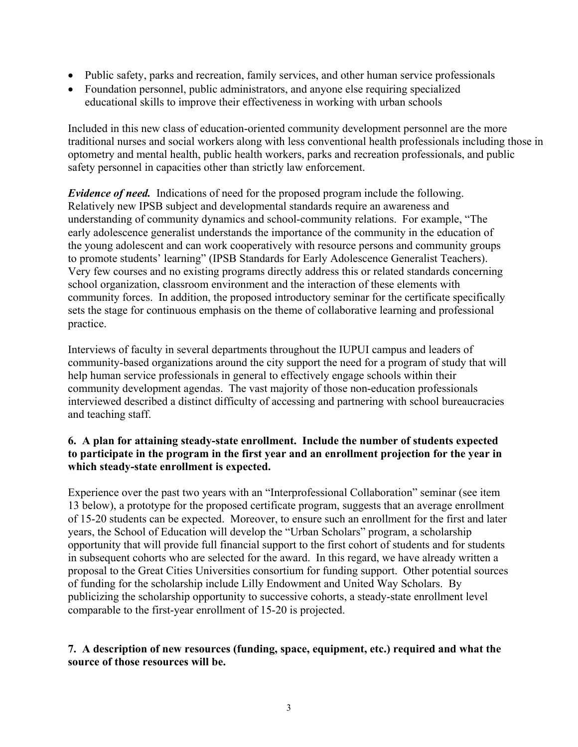- Public safety, parks and recreation, family services, and other human service professionals
- Foundation personnel, public administrators, and anyone else requiring specialized educational skills to improve their effectiveness in working with urban schools

Included in this new class of education-oriented community development personnel are the more traditional nurses and social workers along with less conventional health professionals including those in optometry and mental health, public health workers, parks and recreation professionals, and public safety personnel in capacities other than strictly law enforcement.

***Evidence of need.*** Indications of need for the proposed program include the following. Relatively new IPSB subject and developmental standards require an awareness and understanding of community dynamics and school-community relations. For example, "The early adolescence generalist understands the importance of the community in the education of the young adolescent and can work cooperatively with resource persons and community groups to promote students' learning" (IPSB Standards for Early Adolescence Generalist Teachers). Very few courses and no existing programs directly address this or related standards concerning school organization, classroom environment and the interaction of these elements with community forces. In addition, the proposed introductory seminar for the certificate specifically sets the stage for continuous emphasis on the theme of collaborative learning and professional practice.

Interviews of faculty in several departments throughout the IUPUI campus and leaders of community-based organizations around the city support the need for a program of study that will help human service professionals in general to effectively engage schools within their community development agendas. The vast majority of those non-education professionals interviewed described a distinct difficulty of accessing and partnering with school bureaucracies and teaching staff.

**6. A plan for attaining steady-state enrollment. Include the number of students expected to participate in the program in the first year and an enrollment projection for the year in which steady-state enrollment is expected.**

Experience over the past two years with an "Interprofessional Collaboration" seminar (see item 13 below), a prototype for the proposed certificate program, suggests that an average enrollment of 15-20 students can be expected. Moreover, to ensure such an enrollment for the first and later years, the School of Education will develop the "Urban Scholars" program, a scholarship opportunity that will provide full financial support to the first cohort of students and for students in subsequent cohorts who are selected for the award. In this regard, we have already written a proposal to the Great Cities Universities consortium for funding support. Other potential sources of funding for the scholarship include Lilly Endowment and United Way Scholars. By publicizing the scholarship opportunity to successive cohorts, a steady-state enrollment level comparable to the first-year enrollment of 15-20 is projected.

**7. A description of new resources (funding, space, equipment, etc.) required and what the source of those resources will be.**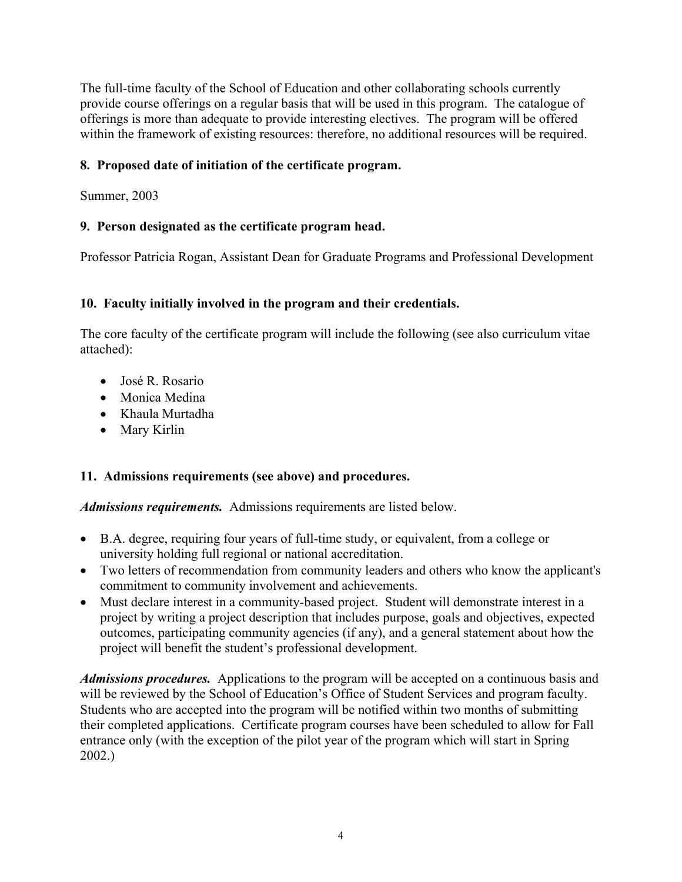The full-time faculty of the School of Education and other collaborating schools currently provide course offerings on a regular basis that will be used in this program. The catalogue of offerings is more than adequate to provide interesting electives. The program will be offered within the framework of existing resources: therefore, no additional resources will be required.

**8. Proposed date of initiation of the certificate program.**

Summer, 2003

**9. Person designated as the certificate program head.**

Professor Patricia Rogan, Assistant Dean for Graduate Programs and Professional Development

**10. Faculty initially involved in the program and their credentials.**

The core faculty of the certificate program will include the following (see also curriculum vitae attached):

- José R. Rosario
- Monica Medina
- Khaula Murtadha
- Mary Kirlin

**11. Admissions requirements (see above) and procedures.**

***Admissions requirements.*** Admissions requirements are listed below.

- B.A. degree, requiring four years of full-time study, or equivalent, from a college or university holding full regional or national accreditation.
- Two letters of recommendation from community leaders and others who know the applicant's commitment to community involvement and achievements.
- Must declare interest in a community-based project. Student will demonstrate interest in a project by writing a project description that includes purpose, goals and objectives, expected outcomes, participating community agencies (if any), and a general statement about how the project will benefit the student's professional development.

***Admissions procedures.*** Applications to the program will be accepted on a continuous basis and will be reviewed by the School of Education's Office of Student Services and program faculty. Students who are accepted into the program will be notified within two months of submitting their completed applications. Certificate program courses have been scheduled to allow for Fall entrance only (with the exception of the pilot year of the program which will start in Spring 2002.)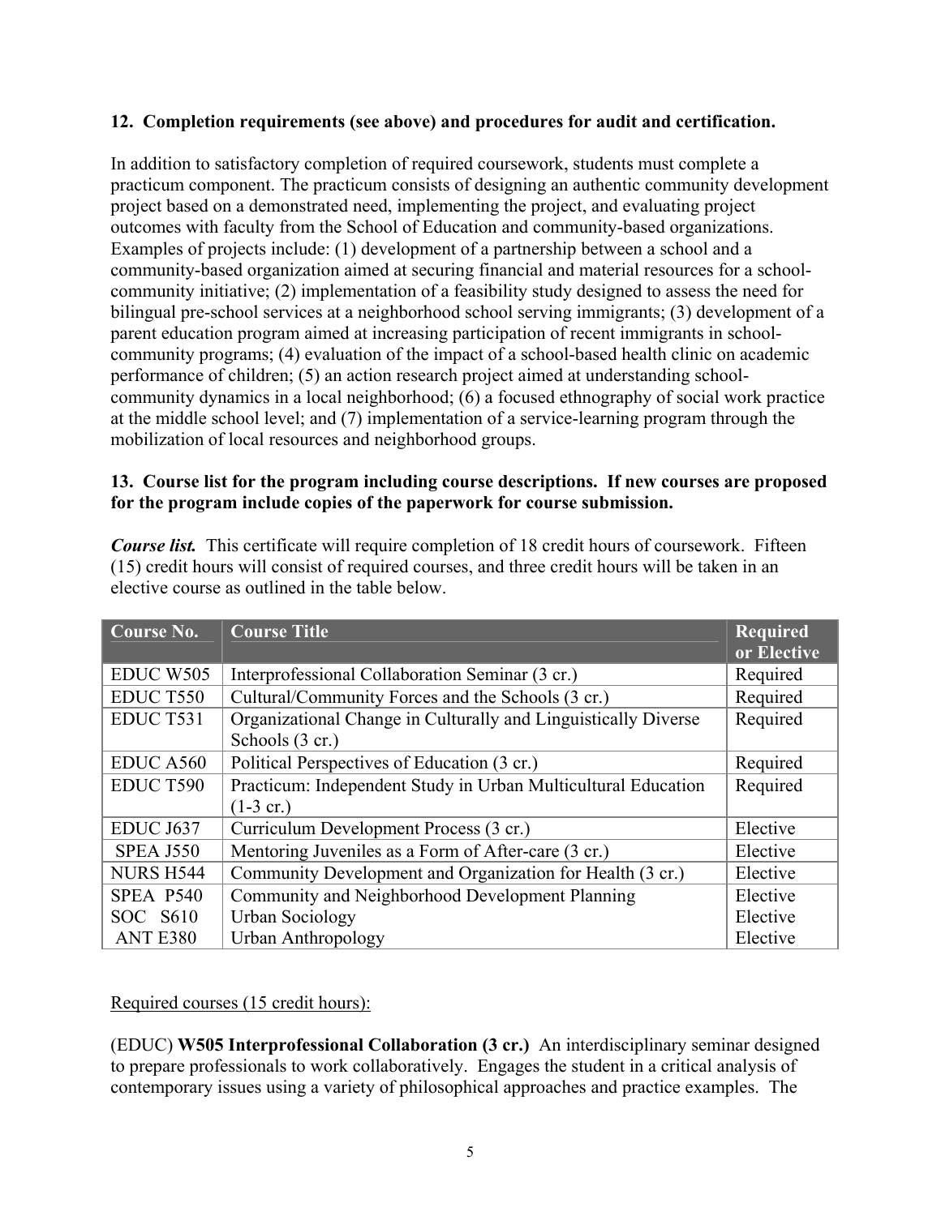**12. Completion requirements (see above) and procedures for audit and certification.**

In addition to satisfactory completion of required coursework, students must complete a practicum component. The practicum consists of designing an authentic community development project based on a demonstrated need, implementing the project, and evaluating project outcomes with faculty from the School of Education and community-based organizations. Examples of projects include: (1) development of a partnership between a school and a community-based organization aimed at securing financial and material resources for a school-community initiative; (2) implementation of a feasibility study designed to assess the need for bilingual pre-school services at a neighborhood school serving immigrants; (3) development of a parent education program aimed at increasing participation of recent immigrants in school-community programs; (4) evaluation of the impact of a school-based health clinic on academic performance of children; (5) an action research project aimed at understanding school-community dynamics in a local neighborhood; (6) a focused ethnography of social work practice at the middle school level; and (7) implementation of a service-learning program through the mobilization of local resources and neighborhood groups.

**13. Course list for the program including course descriptions. If new courses are proposed for the program include copies of the paperwork for course submission.**

***Course list.*** This certificate will require completion of 18 credit hours of coursework. Fifteen (15) credit hours will consist of required courses, and three credit hours will be taken in an elective course as outlined in the table below.

| Course No. | Course Title | Required or Elective |
|---|---|---|
| EDUC W505 | Interprofessional Collaboration Seminar (3 cr.) | Required |
| EDUC T550 | Cultural/Community Forces and the Schools (3 cr.) | Required |
| EDUC T531 | Organizational Change in Culturally and Linguistically Diverse Schools (3 cr.) | Required |
| EDUC A560 | Political Perspectives of Education (3 cr.) | Required |
| EDUC T590 | Practicum: Independent Study in Urban Multicultural Education (1-3 cr.) | Required |
| EDUC J637 | Curriculum Development Process (3 cr.) | Elective |
| SPEA J550 | Mentoring Juveniles as a Form of After-care (3 cr.) | Elective |
| NURS H544 | Community Development and Organization for Health (3 cr.) | Elective |
| SPEA P540 | Community and Neighborhood Development Planning | Elective |
| SOC S610 | Urban Sociology | Elective |
| ANT E380 | Urban Anthropology | Elective |

Required courses (15 credit hours):

(EDUC) **W505 Interprofessional Collaboration (3 cr.)** An interdisciplinary seminar designed to prepare professionals to work collaboratively. Engages the student in a critical analysis of contemporary issues using a variety of philosophical approaches and practice examples. The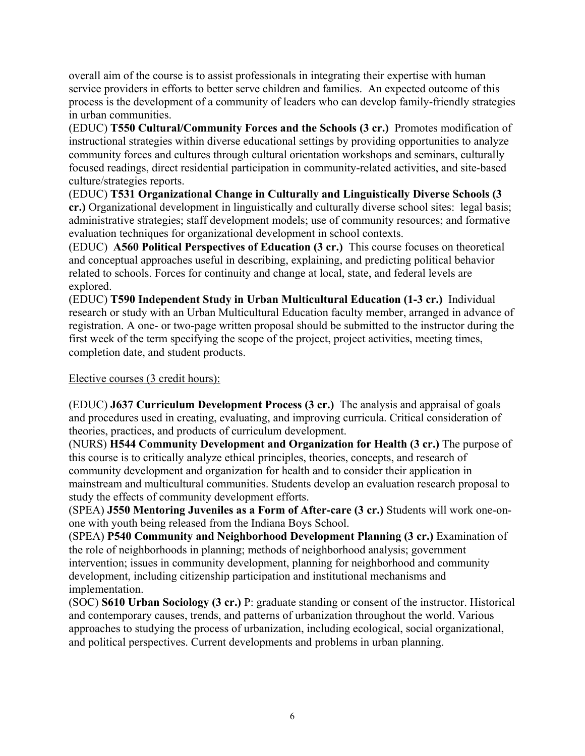overall aim of the course is to assist professionals in integrating their expertise with human service providers in efforts to better serve children and families. An expected outcome of this process is the development of a community of leaders who can develop family-friendly strategies in urban communities.

(EDUC) **T550 Cultural/Community Forces and the Schools (3 cr.)** Promotes modification of instructional strategies within diverse educational settings by providing opportunities to analyze community forces and cultures through cultural orientation workshops and seminars, culturally focused readings, direct residential participation in community-related activities, and site-based culture/strategies reports.

(EDUC) **T531 Organizational Change in Culturally and Linguistically Diverse Schools (3 cr.)** Organizational development in linguistically and culturally diverse school sites: legal basis; administrative strategies; staff development models; use of community resources; and formative evaluation techniques for organizational development in school contexts.

(EDUC) **A560 Political Perspectives of Education (3 cr.)** This course focuses on theoretical and conceptual approaches useful in describing, explaining, and predicting political behavior related to schools. Forces for continuity and change at local, state, and federal levels are explored.

(EDUC) **T590 Independent Study in Urban Multicultural Education (1-3 cr.)** Individual research or study with an Urban Multicultural Education faculty member, arranged in advance of registration. A one- or two-page written proposal should be submitted to the instructor during the first week of the term specifying the scope of the project, project activities, meeting times, completion date, and student products.

<u>Elective courses (3 credit hours):</u>

(EDUC) **J637 Curriculum Development Process (3 cr.)** The analysis and appraisal of goals and procedures used in creating, evaluating, and improving curricula. Critical consideration of theories, practices, and products of curriculum development.

(NURS) **H544 Community Development and Organization for Health (3 cr.)** The purpose of this course is to critically analyze ethical principles, theories, concepts, and research of community development and organization for health and to consider their application in mainstream and multicultural communities. Students develop an evaluation research proposal to study the effects of community development efforts.

(SPEA) **J550 Mentoring Juveniles as a Form of After-care (3 cr.)** Students will work one-on-one with youth being released from the Indiana Boys School.

(SPEA) **P540 Community and Neighborhood Development Planning (3 cr.)** Examination of the role of neighborhoods in planning; methods of neighborhood analysis; government intervention; issues in community development, planning for neighborhood and community development, including citizenship participation and institutional mechanisms and implementation.

(SOC) **S610 Urban Sociology (3 cr.)** P: graduate standing or consent of the instructor. Historical and contemporary causes, trends, and patterns of urbanization throughout the world. Various approaches to studying the process of urbanization, including ecological, social organizational, and political perspectives. Current developments and problems in urban planning.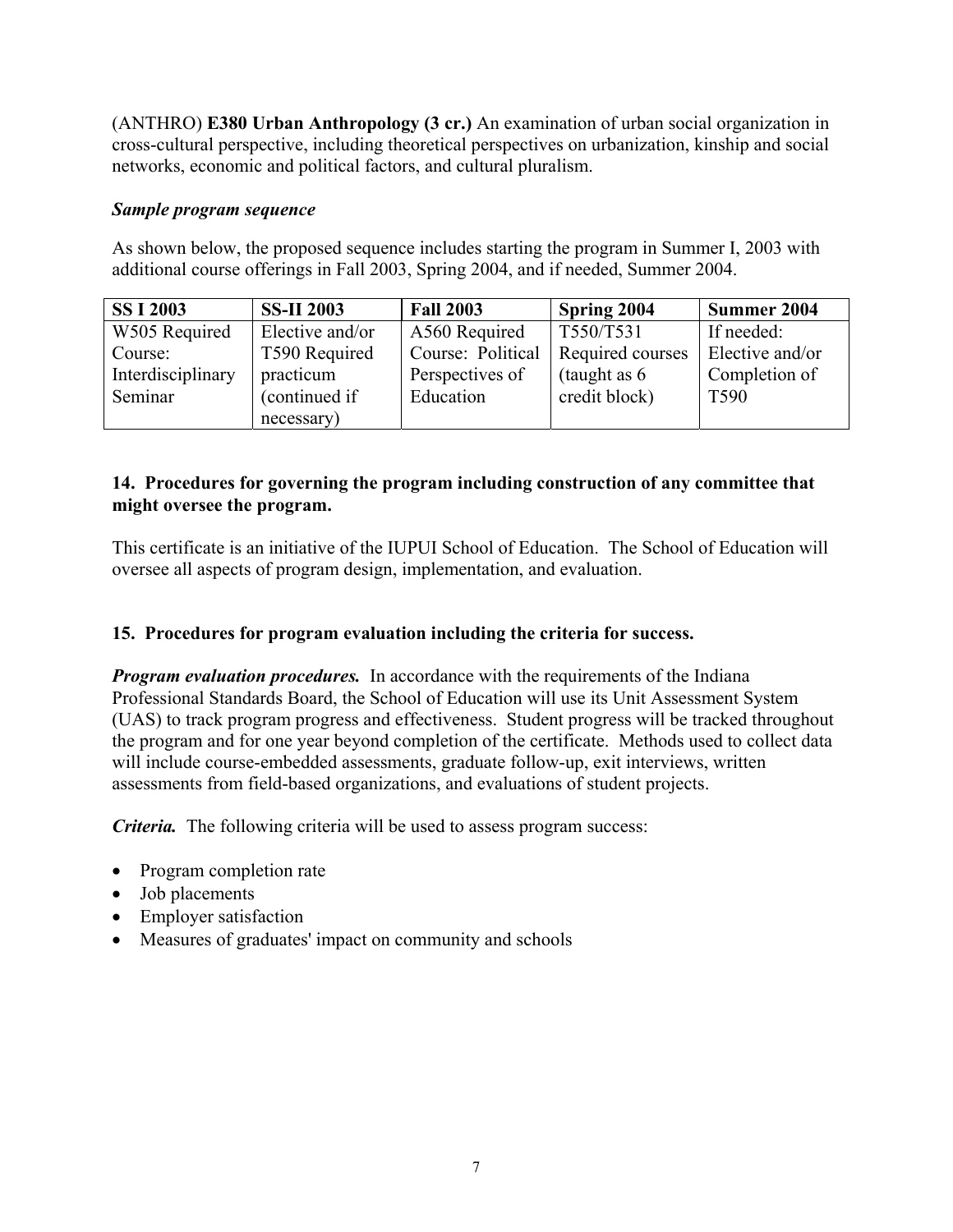(ANTHRO) **E380 Urban Anthropology (3 cr.)** An examination of urban social organization in cross-cultural perspective, including theoretical perspectives on urbanization, kinship and social networks, economic and political factors, and cultural pluralism.

***Sample program sequence***

As shown below, the proposed sequence includes starting the program in Summer I, 2003 with additional course offerings in Fall 2003, Spring 2004, and if needed, Summer 2004.

| SS I 2003 | SS-II 2003 | Fall 2003 | Spring 2004 | Summer 2004 |
|---|---|---|---|---|
| W505 Required Course: Interdisciplinary Seminar | Elective and/or T590 Required practicum (continued if necessary) | A560 Required Course: Political Perspectives of Education | T550/T531 Required courses (taught as 6 credit block) | If needed: Elective and/or Completion of T590 |

### 14. Procedures for governing the program including construction of any committee that might oversee the program.

This certificate is an initiative of the IUPUI School of Education. The School of Education will oversee all aspects of program design, implementation, and evaluation.

### 15. Procedures for program evaluation including the criteria for success.

***Program evaluation procedures.*** In accordance with the requirements of the Indiana Professional Standards Board, the School of Education will use its Unit Assessment System (UAS) to track program progress and effectiveness. Student progress will be tracked throughout the program and for one year beyond completion of the certificate. Methods used to collect data will include course-embedded assessments, graduate follow-up, exit interviews, written assessments from field-based organizations, and evaluations of student projects.

***Criteria.*** The following criteria will be used to assess program success:

- Program completion rate
- Job placements
- Employer satisfaction
- Measures of graduates' impact on community and schools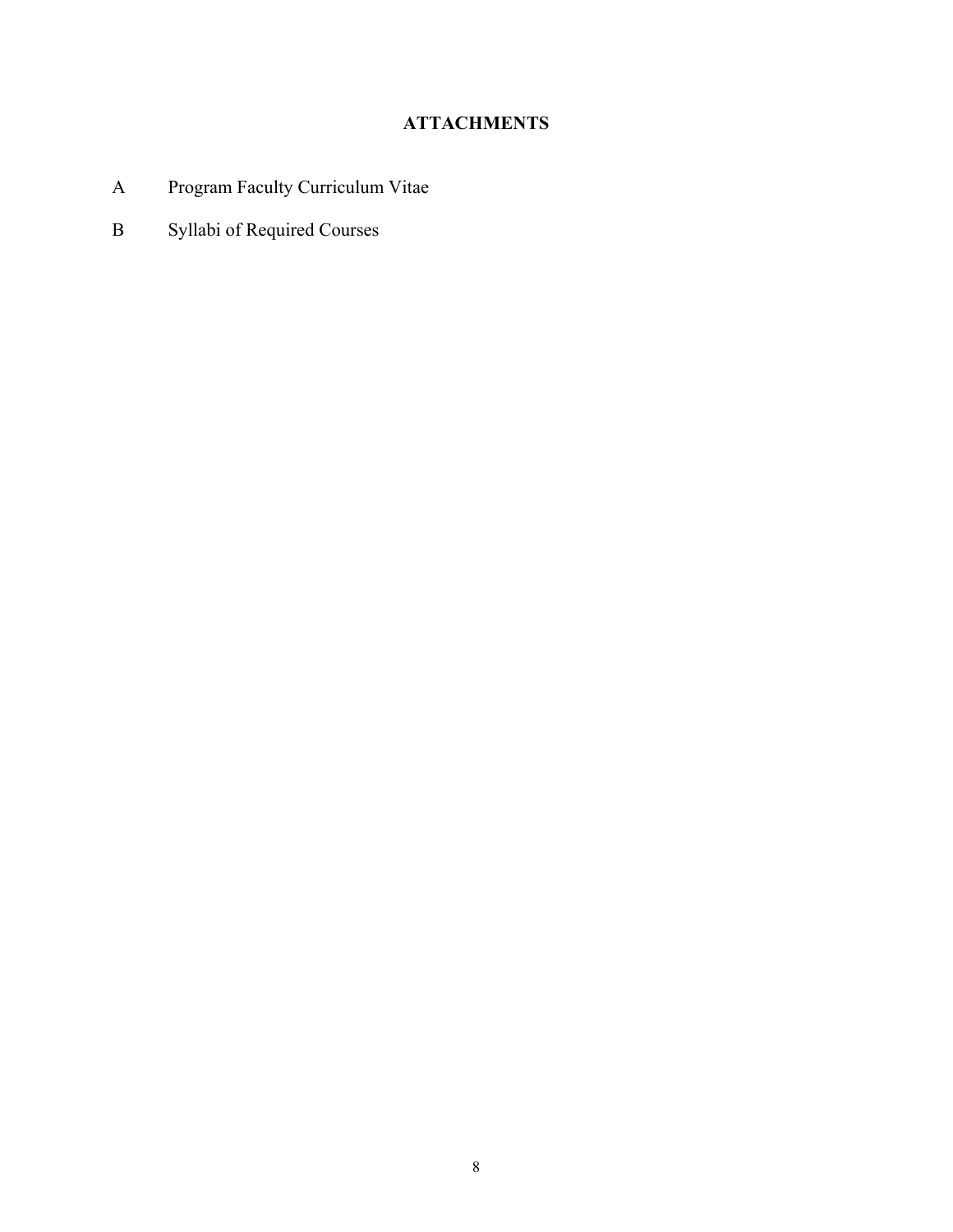# ATTACHMENTS

A Program Faculty Curriculum Vitae

B Syllabi of Required Courses